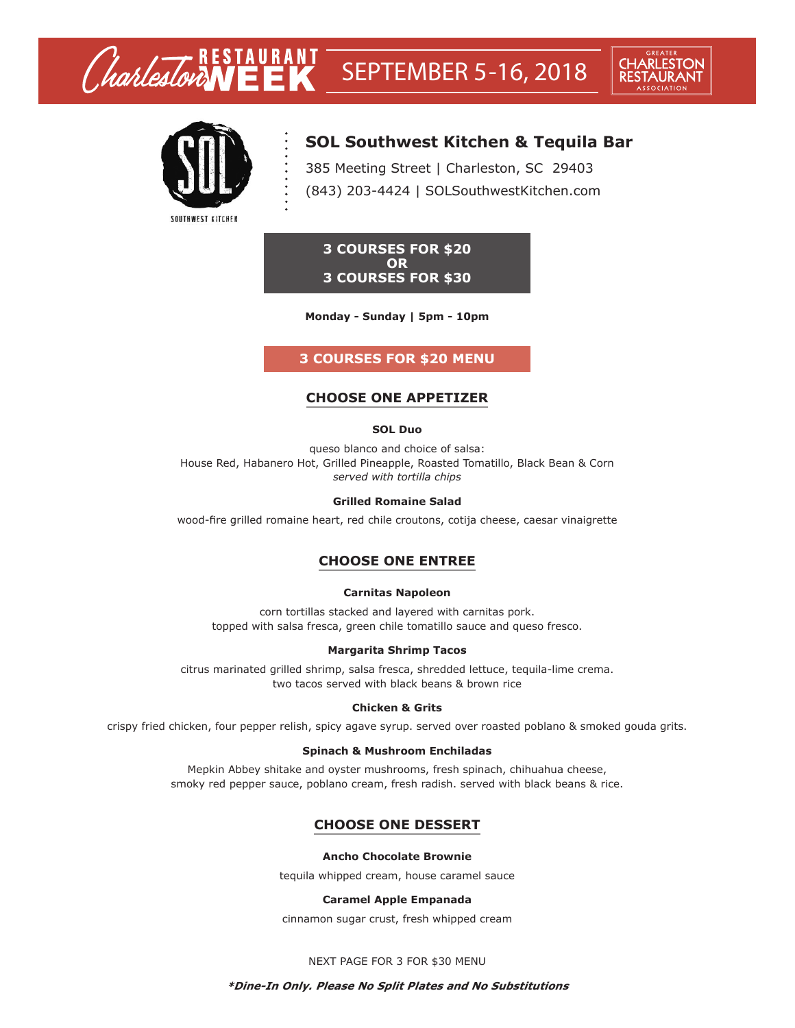Charleston RESTAURANT WEEK | SEPTEMBER 5-16, 2018 | GREATER CHARLESTON RESTAURANT ASSOCIATION

SOL SOUTHWEST KITCHEN

# SOL Southwest Kitchen & Tequila Bar

385 Meeting Street | Charleston, SC 29403

(843) 203-4424 | SOLSouthwestKitchen.com

**3 COURSES FOR $20**
**OR**
**3 COURSES FOR $30**

**Monday - Sunday | 5pm - 10pm**

## 3 COURSES FOR $20 MENU

### CHOOSE ONE APPETIZER

**SOL Duo**

queso blanco and choice of salsa:
House Red, Habanero Hot, Grilled Pineapple, Roasted Tomatillo, Black Bean & Corn
*served with tortilla chips*

**Grilled Romaine Salad**

wood-fire grilled romaine heart, red chile croutons, cotija cheese, caesar vinaigrette

### CHOOSE ONE ENTREE

**Carnitas Napoleon**

corn tortillas stacked and layered with carnitas pork.
topped with salsa fresca, green chile tomatillo sauce and queso fresco.

**Margarita Shrimp Tacos**

citrus marinated grilled shrimp, salsa fresca, shredded lettuce, tequila-lime crema.
two tacos served with black beans & brown rice

**Chicken & Grits**

crispy fried chicken, four pepper relish, spicy agave syrup. served over roasted poblano & smoked gouda grits.

**Spinach & Mushroom Enchiladas**

Mepkin Abbey shitake and oyster mushrooms, fresh spinach, chihuahua cheese,
smoky red pepper sauce, poblano cream, fresh radish. served with black beans & rice.

### CHOOSE ONE DESSERT

**Ancho Chocolate Brownie**

tequila whipped cream, house caramel sauce

**Caramel Apple Empanada**

cinnamon sugar crust, fresh whipped cream

NEXT PAGE FOR 3 FOR $30 MENU

***Dine-In Only. Please No Split Plates and No Substitutions***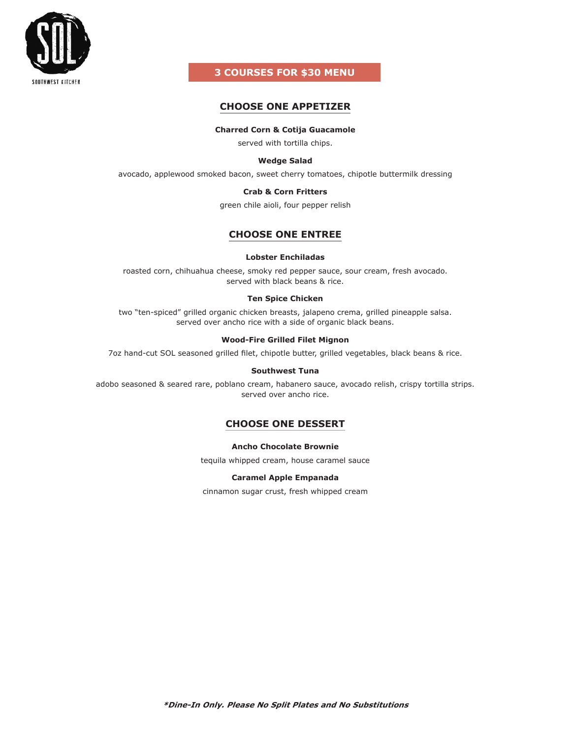SOL

SOUTHWEST KITCHEN

# 3 COURSES FOR $30 MENU

## CHOOSE ONE APPETIZER

**Charred Corn & Cotija Guacamole**

served with tortilla chips.

**Wedge Salad**

avocado, applewood smoked bacon, sweet cherry tomatoes, chipotle buttermilk dressing

**Crab & Corn Fritters**

green chile aioli, four pepper relish

## CHOOSE ONE ENTREE

**Lobster Enchiladas**

roasted corn, chihuahua cheese, smoky red pepper sauce, sour cream, fresh avocado.
served with black beans & rice.

**Ten Spice Chicken**

two "ten-spiced" grilled organic chicken breasts, jalapeno crema, grilled pineapple salsa.
served over ancho rice with a side of organic black beans.

**Wood-Fire Grilled Filet Mignon**

7oz hand-cut SOL seasoned grilled filet, chipotle butter, grilled vegetables, black beans & rice.

**Southwest Tuna**

adobo seasoned & seared rare, poblano cream, habanero sauce, avocado relish, crispy tortilla strips.
served over ancho rice.

## CHOOSE ONE DESSERT

**Ancho Chocolate Brownie**

tequila whipped cream, house caramel sauce

**Caramel Apple Empanada**

cinnamon sugar crust, fresh whipped cream

***Dine-In Only. Please No Split Plates and No Substitutions***